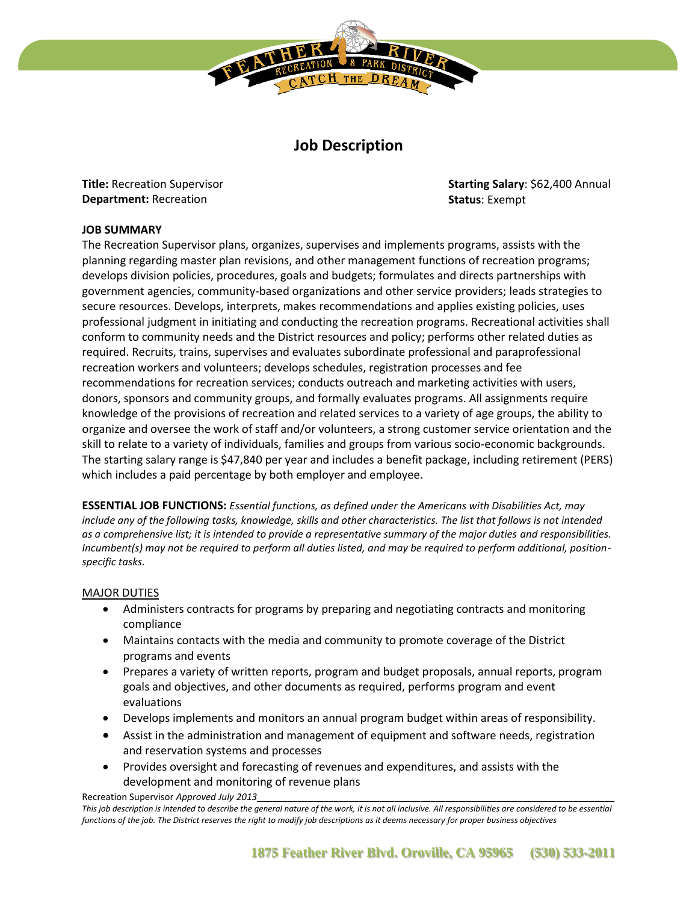# Job Description

**Title:** Recreation Supervisor
**Department:** Recreation

**Starting Salary**: $62,400 Annual
**Status**: Exempt

**JOB SUMMARY**

The Recreation Supervisor plans, organizes, supervises and implements programs, assists with the planning regarding master plan revisions, and other management functions of recreation programs; develops division policies, procedures, goals and budgets; formulates and directs partnerships with government agencies, community-based organizations and other service providers; leads strategies to secure resources. Develops, interprets, makes recommendations and applies existing policies, uses professional judgment in initiating and conducting the recreation programs. Recreational activities shall conform to community needs and the District resources and policy; performs other related duties as required. Recruits, trains, supervises and evaluates subordinate professional and paraprofessional recreation workers and volunteers; develops schedules, registration processes and fee recommendations for recreation services; conducts outreach and marketing activities with users, donors, sponsors and community groups, and formally evaluates programs. All assignments require knowledge of the provisions of recreation and related services to a variety of age groups, the ability to organize and oversee the work of staff and/or volunteers, a strong customer service orientation and the skill to relate to a variety of individuals, families and groups from various socio-economic backgrounds. The starting salary range is $47,840 per year and includes a benefit package, including retirement (PERS) which includes a paid percentage by both employer and employee.

**ESSENTIAL JOB FUNCTIONS:** *Essential functions, as defined under the Americans with Disabilities Act, may include any of the following tasks, knowledge, skills and other characteristics. The list that follows is not intended as a comprehensive list; it is intended to provide a representative summary of the major duties and responsibilities. Incumbent(s) may not be required to perform all duties listed, and may be required to perform additional, position-specific tasks.*

MAJOR DUTIES

- Administers contracts for programs by preparing and negotiating contracts and monitoring compliance
- Maintains contacts with the media and community to promote coverage of the District programs and events
- Prepares a variety of written reports, program and budget proposals, annual reports, program goals and objectives, and other documents as required, performs program and event evaluations
- Develops implements and monitors an annual program budget within areas of responsibility.
- Assist in the administration and management of equipment and software needs, registration and reservation systems and processes
- Provides oversight and forecasting of revenues and expenditures, and assists with the development and monitoring of revenue plans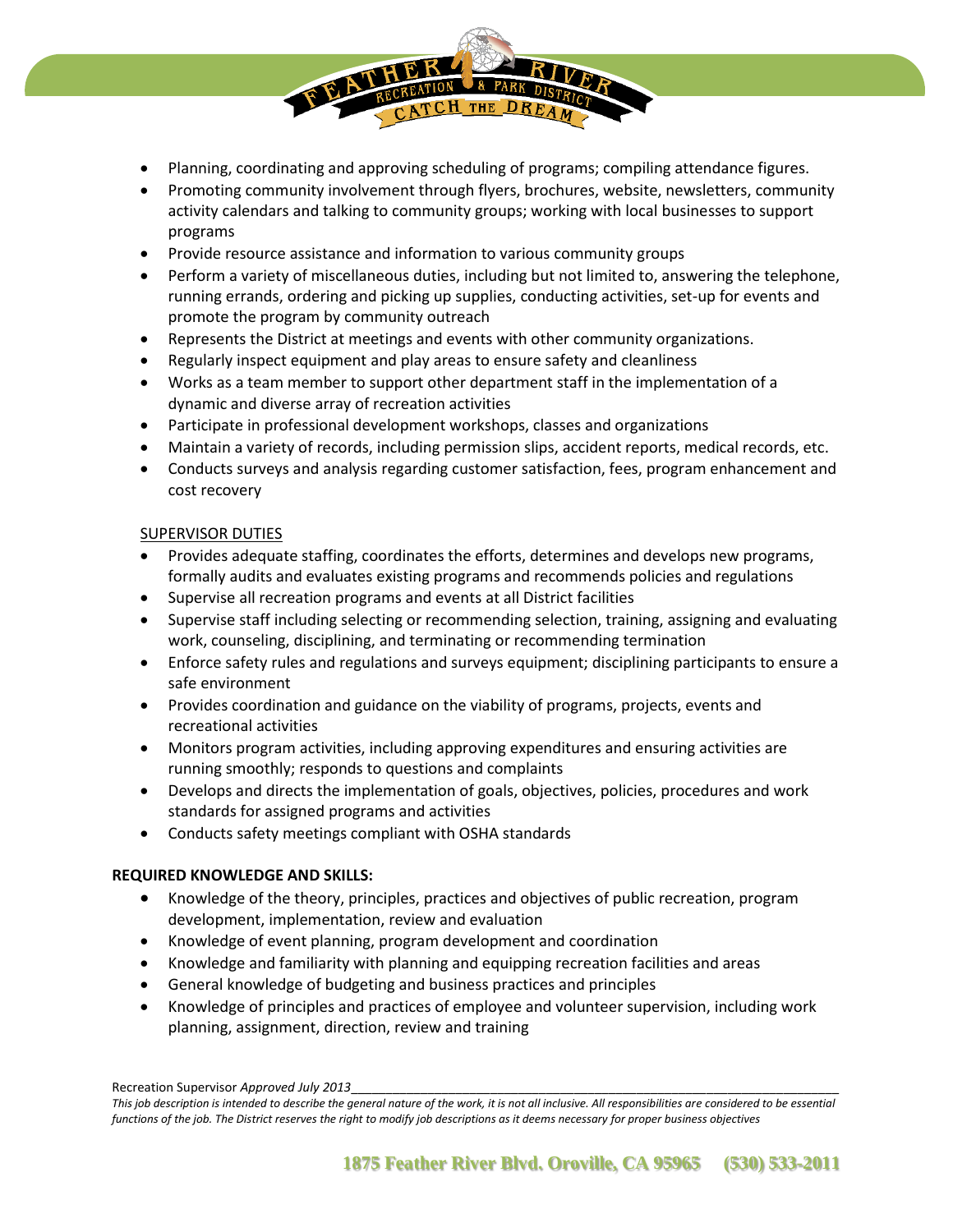- Planning, coordinating and approving scheduling of programs; compiling attendance figures.
- Promoting community involvement through flyers, brochures, website, newsletters, community activity calendars and talking to community groups; working with local businesses to support programs
- Provide resource assistance and information to various community groups
- Perform a variety of miscellaneous duties, including but not limited to, answering the telephone, running errands, ordering and picking up supplies, conducting activities, set-up for events and promote the program by community outreach
- Represents the District at meetings and events with other community organizations.
- Regularly inspect equipment and play areas to ensure safety and cleanliness
- Works as a team member to support other department staff in the implementation of a dynamic and diverse array of recreation activities
- Participate in professional development workshops, classes and organizations
- Maintain a variety of records, including permission slips, accident reports, medical records, etc.
- Conducts surveys and analysis regarding customer satisfaction, fees, program enhancement and cost recovery

<u>SUPERVISOR DUTIES</u>

- Provides adequate staffing, coordinates the efforts, determines and develops new programs, formally audits and evaluates existing programs and recommends policies and regulations
- Supervise all recreation programs and events at all District facilities
- Supervise staff including selecting or recommending selection, training, assigning and evaluating work, counseling, disciplining, and terminating or recommending termination
- Enforce safety rules and regulations and surveys equipment; disciplining participants to ensure a safe environment
- Provides coordination and guidance on the viability of programs, projects, events and recreational activities
- Monitors program activities, including approving expenditures and ensuring activities are running smoothly; responds to questions and complaints
- Develops and directs the implementation of goals, objectives, policies, procedures and work standards for assigned programs and activities
- Conducts safety meetings compliant with OSHA standards

**REQUIRED KNOWLEDGE AND SKILLS:**

- Knowledge of the theory, principles, practices and objectives of public recreation, program development, implementation, review and evaluation
- Knowledge of event planning, program development and coordination
- Knowledge and familiarity with planning and equipping recreation facilities and areas
- General knowledge of budgeting and business practices and principles
- Knowledge of principles and practices of employee and volunteer supervision, including work planning, assignment, direction, review and training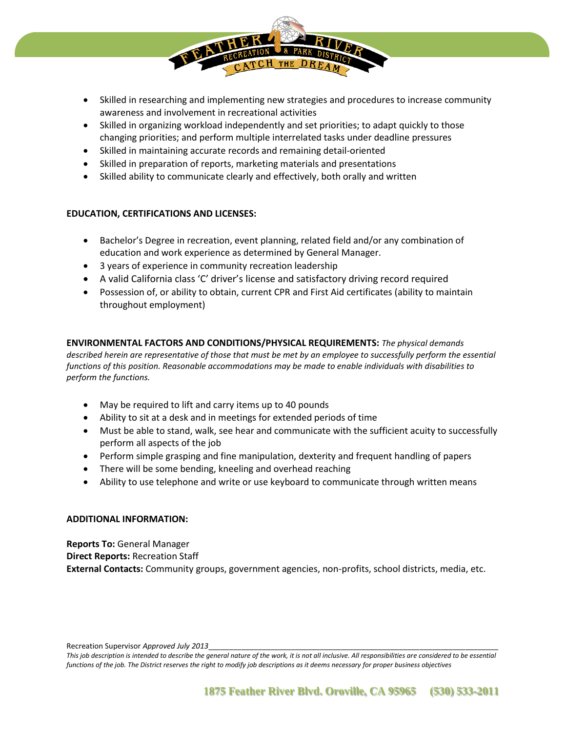- Skilled in researching and implementing new strategies and procedures to increase community awareness and involvement in recreational activities
- Skilled in organizing workload independently and set priorities; to adapt quickly to those changing priorities; and perform multiple interrelated tasks under deadline pressures
- Skilled in maintaining accurate records and remaining detail-oriented
- Skilled in preparation of reports, marketing materials and presentations
- Skilled ability to communicate clearly and effectively, both orally and written

**EDUCATION, CERTIFICATIONS AND LICENSES:**

- Bachelor's Degree in recreation, event planning, related field and/or any combination of education and work experience as determined by General Manager.
- 3 years of experience in community recreation leadership
- A valid California class 'C' driver's license and satisfactory driving record required
- Possession of, or ability to obtain, current CPR and First Aid certificates (ability to maintain throughout employment)

**ENVIRONMENTAL FACTORS AND CONDITIONS/PHYSICAL REQUIREMENTS:** *The physical demands described herein are representative of those that must be met by an employee to successfully perform the essential functions of this position. Reasonable accommodations may be made to enable individuals with disabilities to perform the functions.*

- May be required to lift and carry items up to 40 pounds
- Ability to sit at a desk and in meetings for extended periods of time
- Must be able to stand, walk, see hear and communicate with the sufficient acuity to successfully perform all aspects of the job
- Perform simple grasping and fine manipulation, dexterity and frequent handling of papers
- There will be some bending, kneeling and overhead reaching
- Ability to use telephone and write or use keyboard to communicate through written means

**ADDITIONAL INFORMATION:**

**Reports To:** General Manager
**Direct Reports:** Recreation Staff
**External Contacts:** Community groups, government agencies, non-profits, school districts, media, etc.

Recreation Supervisor *Approved July 2013*

*This job description is intended to describe the general nature of the work, it is not all inclusive. All responsibilities are considered to be essential functions of the job. The District reserves the right to modify job descriptions as it deems necessary for proper business objectives*